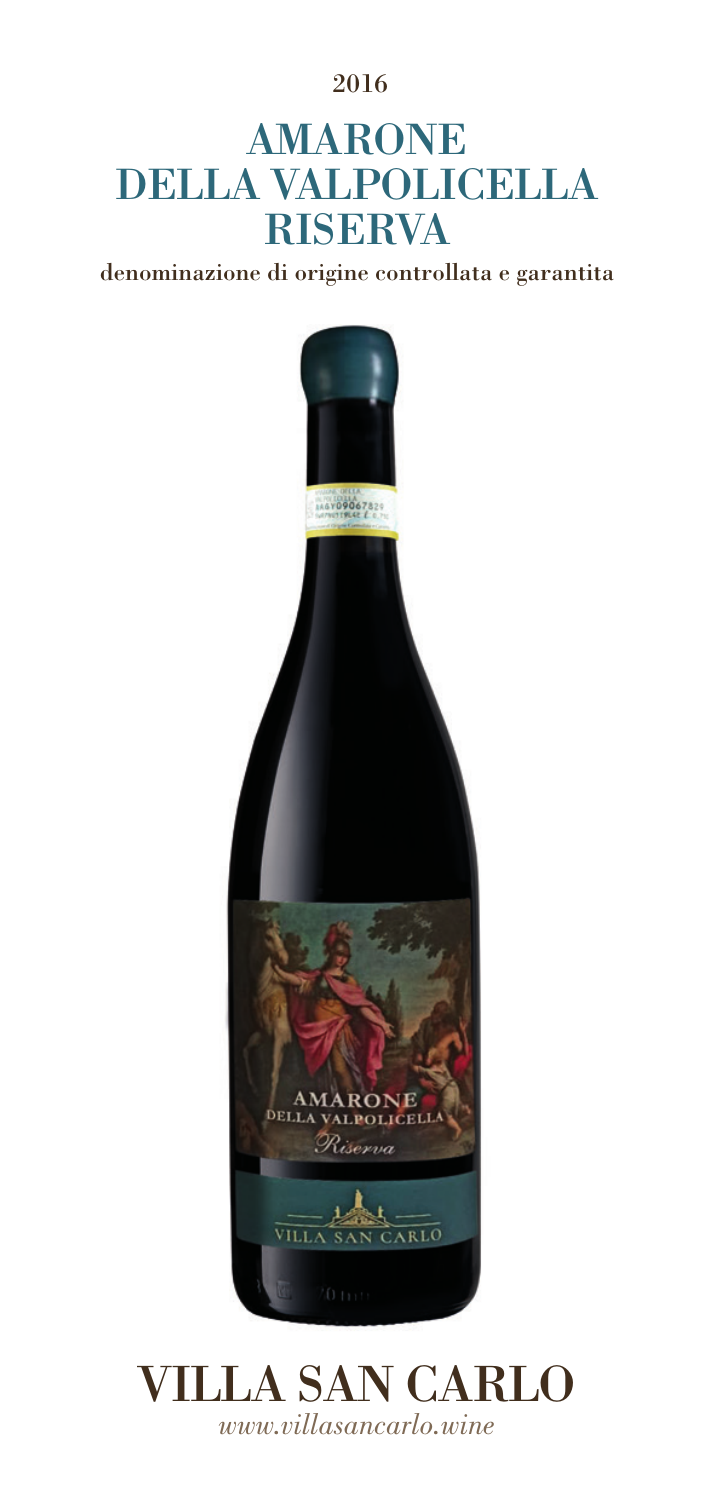2016

# AMARONE DELLA VALPOLICELLA RISERVA

**denominazione di origine controllata e garantita**

# VILLA SAN CARLO

*www.villasancarlo.wine*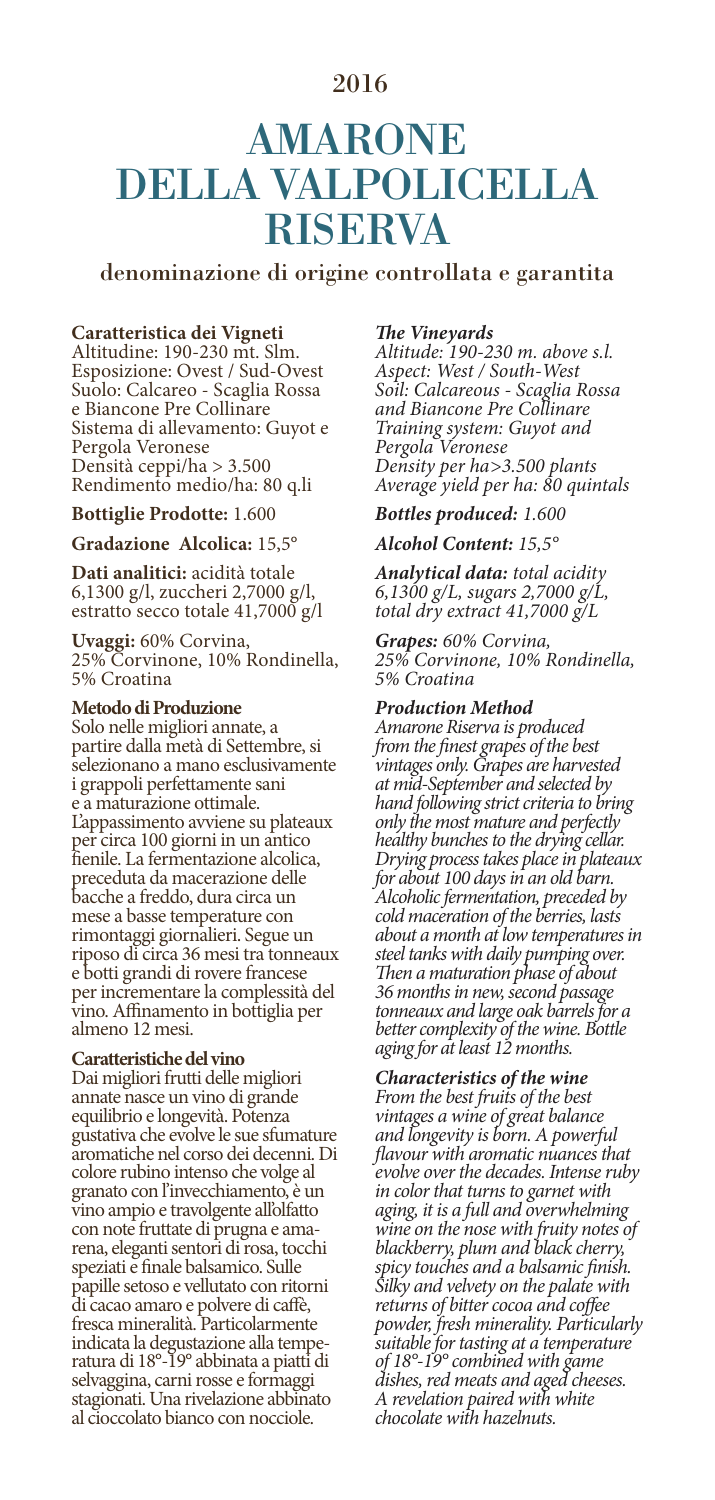2016

# AMARONE DELLA VALPOLICELLA RISERVA

## denominazione di origine controllata e garantita

**Caratteristica dei Vigneti**
Altitudine: 190-230 mt. Slm.
Esposizione: Ovest / Sud-Ovest
Suolo: Calcareo - Scaglia Rossa e Biancone Pre Collinare
Sistema di allevamento: Guyot e Pergola Veronese
Densità ceppi/ha > 3.500
Rendimento medio/ha: 80 q.li

**Bottiglie Prodotte:** 1.600

**Gradazione Alcolica:** 15,5°

**Dati analitici:** acidità totale 6,1300 g/l, zuccheri 2,7000 g/l, estratto secco totale 41,7000 g/l

**Uvaggi:** 60% Corvina, 25% Corvinone, 10% Rondinella, 5% Croatina

**Metodo di Produzione**
Solo nelle migliori annate, a partire dalla metà di Settembre, si selezionano a mano esclusivamente i grappoli perfettamente sani e a maturazione ottimale. L'appassimento avviene su plateaux per circa 100 giorni in un antico fienile. La fermentazione alcolica, preceduta da macerazione delle bacche a freddo, dura circa un mese a basse temperature con rimontaggi giornalieri. Segue un riposo di circa 36 mesi tra tonneaux e botti grandi di rovere francese per incrementare la complessità del vino. Affinamento in bottiglia per almeno 12 mesi.

**Caratteristiche del vino**
Dai migliori frutti delle migliori annate nasce un vino di grande equilibrio e longevità. Potenza gustativa che evolve le sue sfumature aromatiche nel corso dei decenni. Di colore rubino intenso che volge al granato con l'invecchiamento, è un vino ampio e travolgente all'olfatto con note fruttate di prugna e amarena, eleganti sentori di rosa, tocchi speziati e finale balsamico. Sulle papille setoso e vellutato con ritorni di cacao amaro e polvere di caffè, fresca mineralità. Particolarmente indicata la degustazione alla temperatura di 18°-19° abbinata a piatti di selvaggina, carni rosse e formaggi stagionati. Una rivelazione abbinato al cioccolato bianco con nocciole.

***The Vineyards***
*Altitude: 190-230 m. above s.l.*
*Aspect: West / South-West*
*Soil: Calcareous - Scaglia Rossa and Biancone Pre Collinare*
*Training system: Guyot and Pergola Veronese*
*Density per ha>3.500 plants*
*Average yield per ha: 80 quintals*

***Bottles produced:** 1.600*

***Alcohol Content:** 15,5°*

***Analytical data:** total acidity 6,1300 g/L, sugars 2,7000 g/L, total dry extract 41,7000 g/L*

***Grapes:** 60% Corvina, 25% Corvinone, 10% Rondinella, 5% Croatina*

***Production Method***
*Amarone Riserva is produced from the finest grapes of the best vintages only. Grapes are harvested at mid-September and selected by hand following strict criteria to bring only the most mature and perfectly healthy bunches to the drying cellar. Drying process takes place in plateaux for about 100 days in an old barn. Alcoholic fermentation, preceded by cold maceration of the berries, lasts about a month at low temperatures in steel tanks with daily pumping over. Then a maturation phase of about 36 months in new, second passage tonneaux and large oak barrels for a better complexity of the wine. Bottle aging for at least 12 months.*

***Characteristics of the wine***
*From the best fruits of the best vintages a wine of great balance and longevity is born. A powerful flavour with aromatic nuances that evolve over the decades. Intense ruby in color that turns to garnet with aging, it is a full and overwhelming wine on the nose with fruity notes of blackberry, plum and black cherry, spicy touches and a balsamic finish. Silky and velvety on the palate with returns of bitter cocoa and coffee powder, fresh minerality. Particularly suitable for tasting at a temperature of 18°-19° combined with game dishes, red meats and aged cheeses. A revelation paired with white chocolate with hazelnuts.*